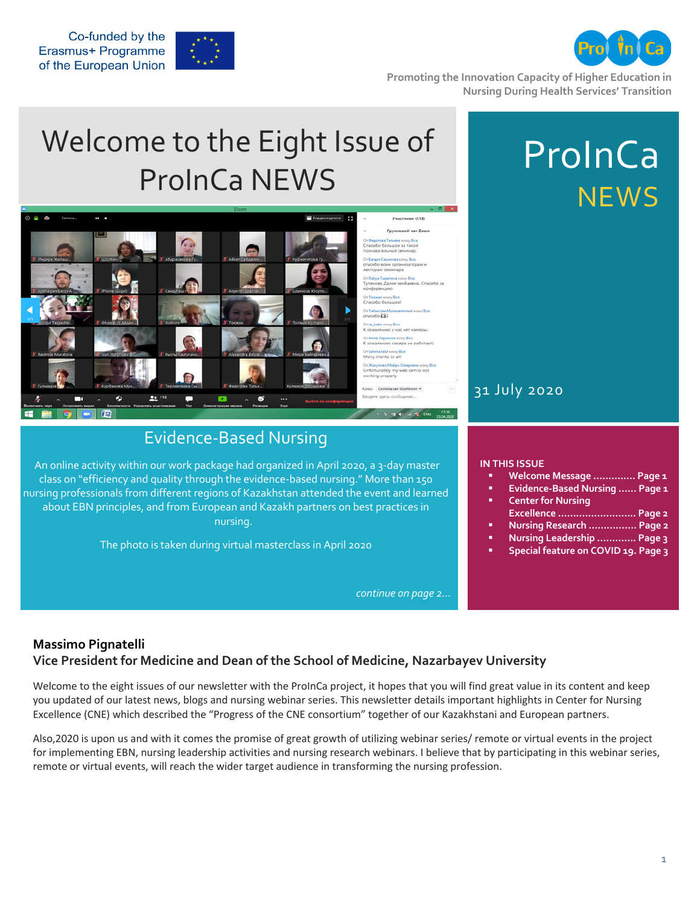Co-funded by the Erasmus+ Programme of the European Union

ProInCa

Promoting the Innovation Capacity of Higher Education in Nursing During Health Services' Transition

# Welcome to the Eight Issue of ProInCa NEWS

# ProInCa NEWS

31 July 2020

## Evidence-Based Nursing

An online activity within our work package had organized in April 2020, a 3-day master class on "efficiency and quality through the evidence-based nursing." More than 150 nursing professionals from different regions of Kazakhstan attended the event and learned about EBN principles, and from European and Kazakh partners on best practices in nursing.

The photo is taken during virtual masterclass in April 2020

*continue on page 2…*

**IN THIS ISSUE**

- Welcome Message ............. Page 1
- Evidence-Based Nursing ...... Page 1
- Center for Nursing Excellence .......................... Page 2
- Nursing Research ................ Page 2
- Nursing Leadership ............ Page 3
- Special feature on COVID 19. Page 3

**Massimo Pignatelli**
**Vice President for Medicine and Dean of the School of Medicine, Nazarbayev University**

Welcome to the eight issues of our newsletter with the ProInCa project, it hopes that you will find great value in its content and keep you updated of our latest news, blogs and nursing webinar series. This newsletter details important highlights in Center for Nursing Excellence (CNE) which described the "Progress of the CNE consortium" together of our Kazakhstani and European partners.

Also,2020 is upon us and with it comes the promise of great growth of utilizing webinar series/ remote or virtual events in the project for implementing EBN, nursing leadership activities and nursing research webinars. I believe that by participating in this webinar series, remote or virtual events, will reach the wider target audience in transforming the nursing profession.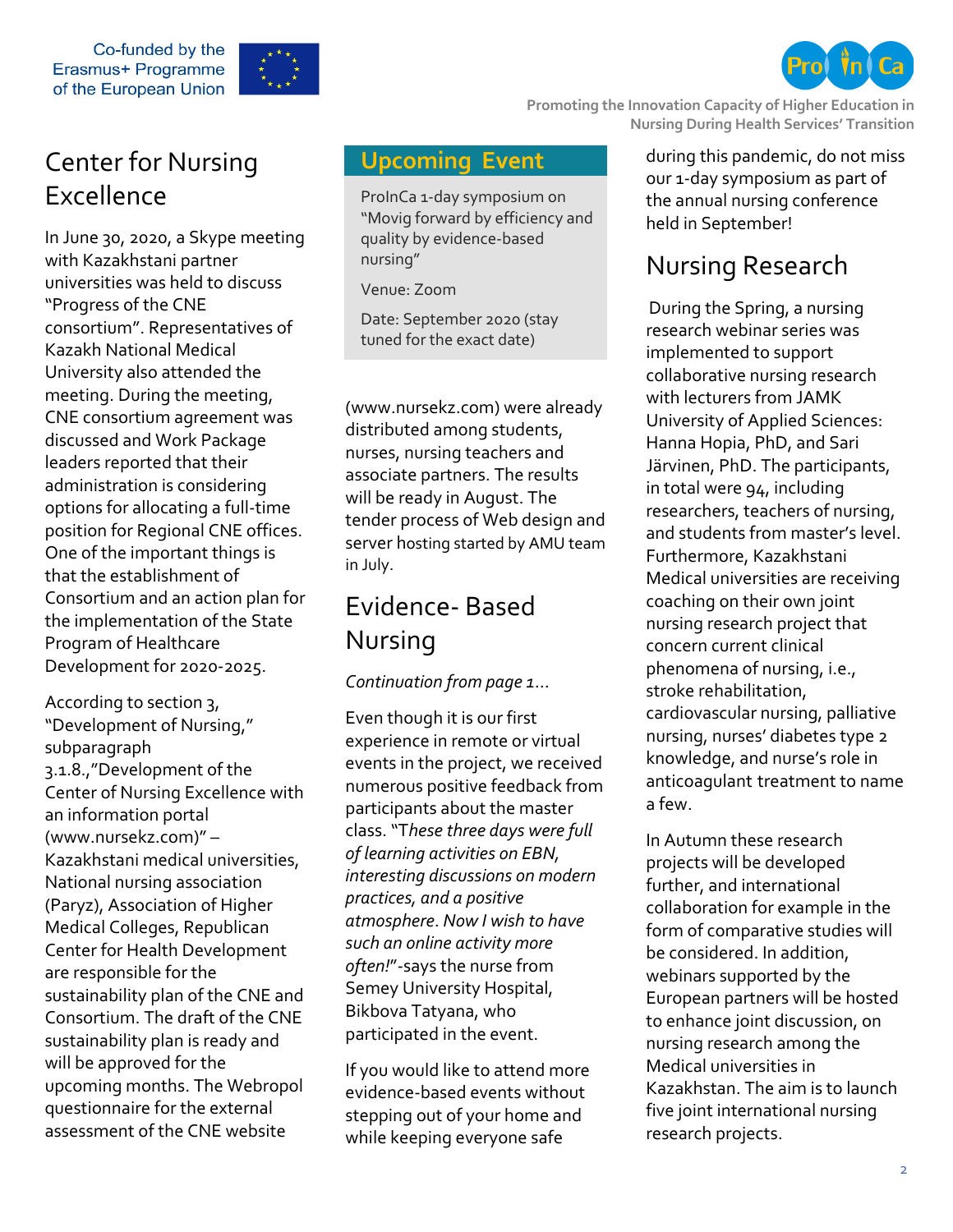## Center for Nursing Excellence

In June 30, 2020, a Skype meeting with Kazakhstani partner universities was held to discuss "Progress of the CNE consortium". Representatives of Kazakh National Medical University also attended the meeting. During the meeting, CNE consortium agreement was discussed and Work Package leaders reported that their administration is considering options for allocating a full-time position for Regional CNE offices. One of the important things is that the establishment of Consortium and an action plan for the implementation of the State Program of Healthcare Development for 2020-2025.

According to section 3, "Development of Nursing," subparagraph 3.1.8.,"Development of the Center of Nursing Excellence with an information portal (www.nursekz.com)" – Kazakhstani medical universities, National nursing association (Paryz), Association of Higher Medical Colleges, Republican Center for Health Development are responsible for the sustainability plan of the CNE and Consortium. The draft of the CNE sustainability plan is ready and will be approved for the upcoming months. The Webropol questionnaire for the external assessment of the CNE website (www.nursekz.com) were already distributed among students, nurses, nursing teachers and associate partners. The results will be ready in August. The tender process of Web design and server hosting started by AMU team in July.

## Upcoming Event

ProInCa 1-day symposium on "Movig forward by efficiency and quality by evidence-based nursing"

Venue: Zoom

Date: September 2020 (stay tuned for the exact date)

## Evidence- Based Nursing

*Continuation from page 1…*

Even though it is our first experience in remote or virtual events in the project, we received numerous positive feedback from participants about the master class. "*These three days were full of learning activities on EBN, interesting discussions on modern practices, and a positive atmosphere. Now I wish to have such an online activity more often!*"-says the nurse from Semey University Hospital, Bikbova Tatyana, who participated in the event.

If you would like to attend more evidence-based events without stepping out of your home and while keeping everyone safe during this pandemic, do not miss our 1-day symposium as part of the annual nursing conference held in September!

## Nursing Research

During the Spring, a nursing research webinar series was implemented to support collaborative nursing research with lecturers from JAMK University of Applied Sciences: Hanna Hopia, PhD, and Sari Järvinen, PhD. The participants, in total were 94, including researchers, teachers of nursing, and students from master's level. Furthermore, Kazakhstani Medical universities are receiving coaching on their own joint nursing research project that concern current clinical phenomena of nursing, i.e., stroke rehabilitation, cardiovascular nursing, palliative nursing, nurses' diabetes type 2 knowledge, and nurse's role in anticoagulant treatment to name a few.

In Autumn these research projects will be developed further, and international collaboration for example in the form of comparative studies will be considered. In addition, webinars supported by the European partners will be hosted to enhance joint discussion, on nursing research among the Medical universities in Kazakhstan. The aim is to launch five joint international nursing research projects.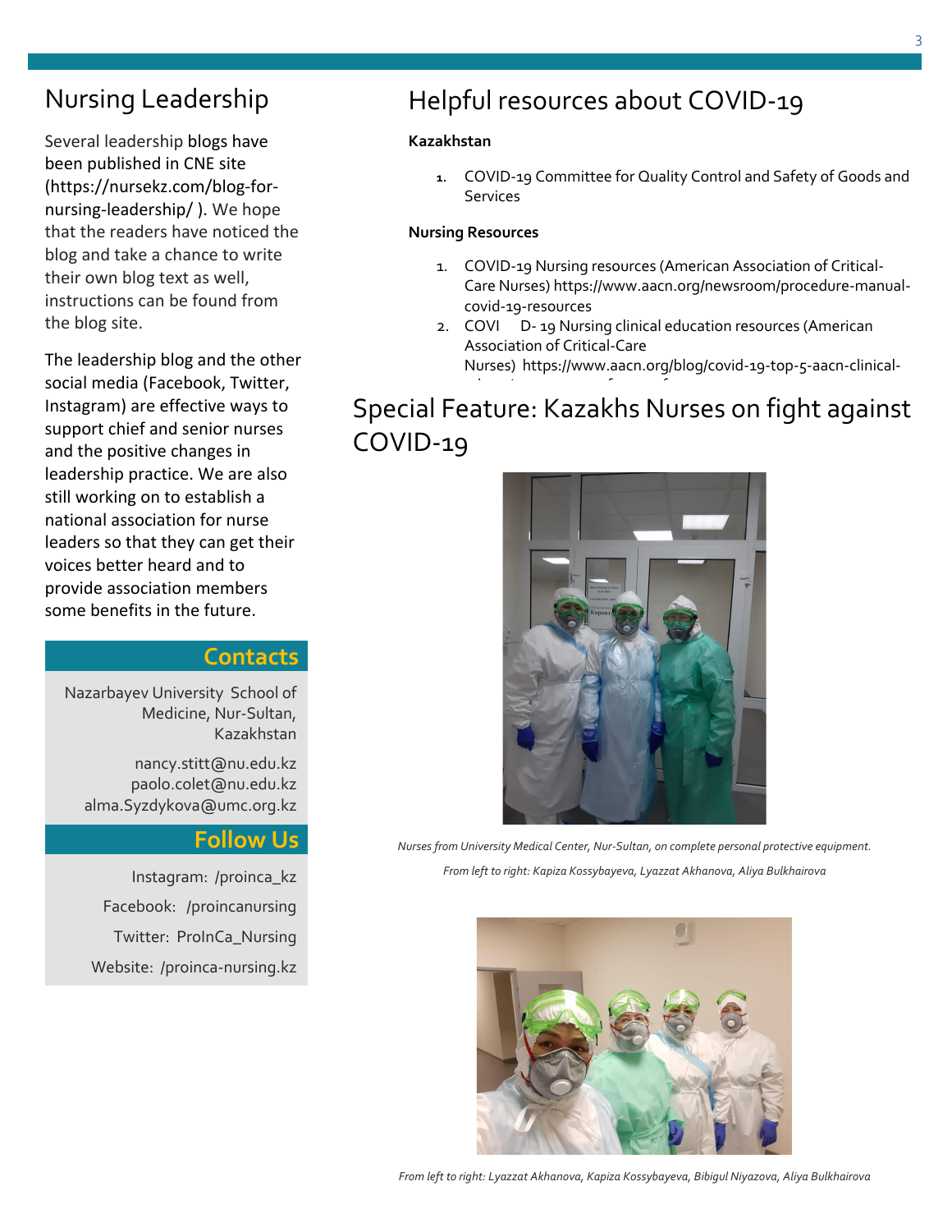## Nursing Leadership

Several leadership blogs have been published in CNE site (https://nursekz.com/blog-for-nursing-leadership/ ). We hope that the readers have noticed the blog and take a chance to write their own blog text as well, instructions can be found from the blog site.

The leadership blog and the other social media (Facebook, Twitter, Instagram) are effective ways to support chief and senior nurses and the positive changes in leadership practice. We are also still working on to establish a national association for nurse leaders so that they can get their voices better heard and to provide association members some benefits in the future.

### Contacts

Nazarbayev University School of Medicine, Nur-Sultan, Kazakhstan

nancy.stitt@nu.edu.kz
paolo.colet@nu.edu.kz
alma.Syzdykova@umc.org.kz

### Follow Us

Instagram: /proinca_kz

Facebook: /proincanursing

Twitter: ProInCa_Nursing

Website: /proinca-nursing.kz

## Helpful resources about COVID-19

**Kazakhstan**

1. COVID-19 Committee for Quality Control and Safety of Goods and Services

**Nursing Resources**

1. COVID-19 Nursing resources (American Association of Critical-Care Nurses) https://www.aacn.org/newsroom/procedure-manual-covid-19-resources
2. COVI D- 19 Nursing clinical education resources (American Association of Critical-Care Nurses) https://www.aacn.org/blog/covid-19-top-5-aacn-clinical-

## Special Feature: Kazakhs Nurses on fight against COVID-19

*Nurses from University Medical Center, Nur-Sultan, on complete personal protective equipment.*

*From left to right: Kapiza Kossybayeva, Lyazzat Akhanova, Aliya Bulkhairova*

*From left to right: Lyazzat Akhanova, Kapiza Kossybayeva, Bibigul Niyazova, Aliya Bulkhairova*